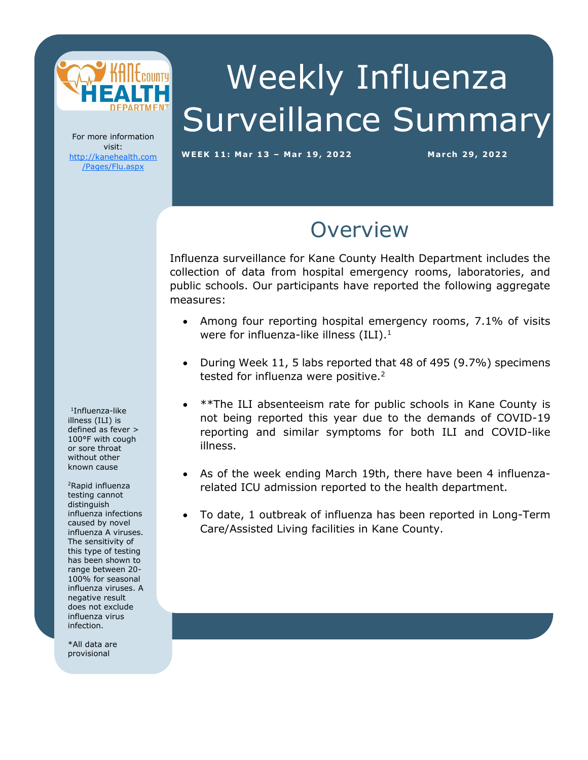# Weekly Influenza Surveillance Summary

**WEEK 11: Mar 13 – Mar 19, 2022** **March 29, 2022**

For more information visit: http://kanehealth.com/Pages/Flu.aspx

## Overview

Influenza surveillance for Kane County Health Department includes the collection of data from hospital emergency rooms, laboratories, and public schools. Our participants have reported the following aggregate measures:

- Among four reporting hospital emergency rooms, 7.1% of visits were for influenza-like illness (ILI).[1]
- During Week 11, 5 labs reported that 48 of 495 (9.7%) specimens tested for influenza were positive.[2]
- **The ILI absenteeism rate for public schools in Kane County is not being reported this year due to the demands of COVID-19 reporting and similar symptoms for both ILI and COVID-like illness.
- As of the week ending March 19th, there have been 4 influenza-related ICU admission reported to the health department.
- To date, 1 outbreak of influenza has been reported in Long-Term Care/Assisted Living facilities in Kane County.

[1]Influenza-like illness (ILI) is defined as fever > 100°F with cough or sore throat without other known cause

[2]Rapid influenza testing cannot distinguish influenza infections caused by novel influenza A viruses. The sensitivity of this type of testing has been shown to range between 20-100% for seasonal influenza viruses. A negative result does not exclude influenza virus infection.

*All data are provisional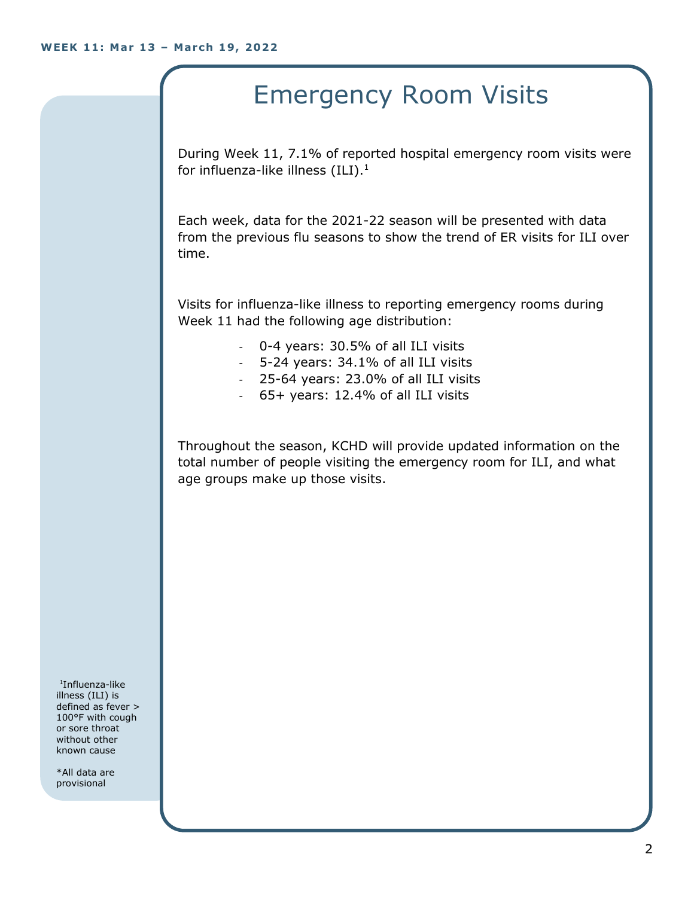WEEK 11: Mar 13 – March 19, 2022

# Emergency Room Visits

During Week 11, 7.1% of reported hospital emergency room visits were for influenza-like illness (ILI).[1]

Each week, data for the 2021-22 season will be presented with data from the previous flu seasons to show the trend of ER visits for ILI over time.

Visits for influenza-like illness to reporting emergency rooms during Week 11 had the following age distribution:

- 0-4 years: 30.5% of all ILI visits
- 5-24 years: 34.1% of all ILI visits
- 25-64 years: 23.0% of all ILI visits
- 65+ years: 12.4% of all ILI visits

Throughout the season, KCHD will provide updated information on the total number of people visiting the emergency room for ILI, and what age groups make up those visits.

[1]Influenza-like illness (ILI) is defined as fever > 100°F with cough or sore throat without other known cause

*All data are provisional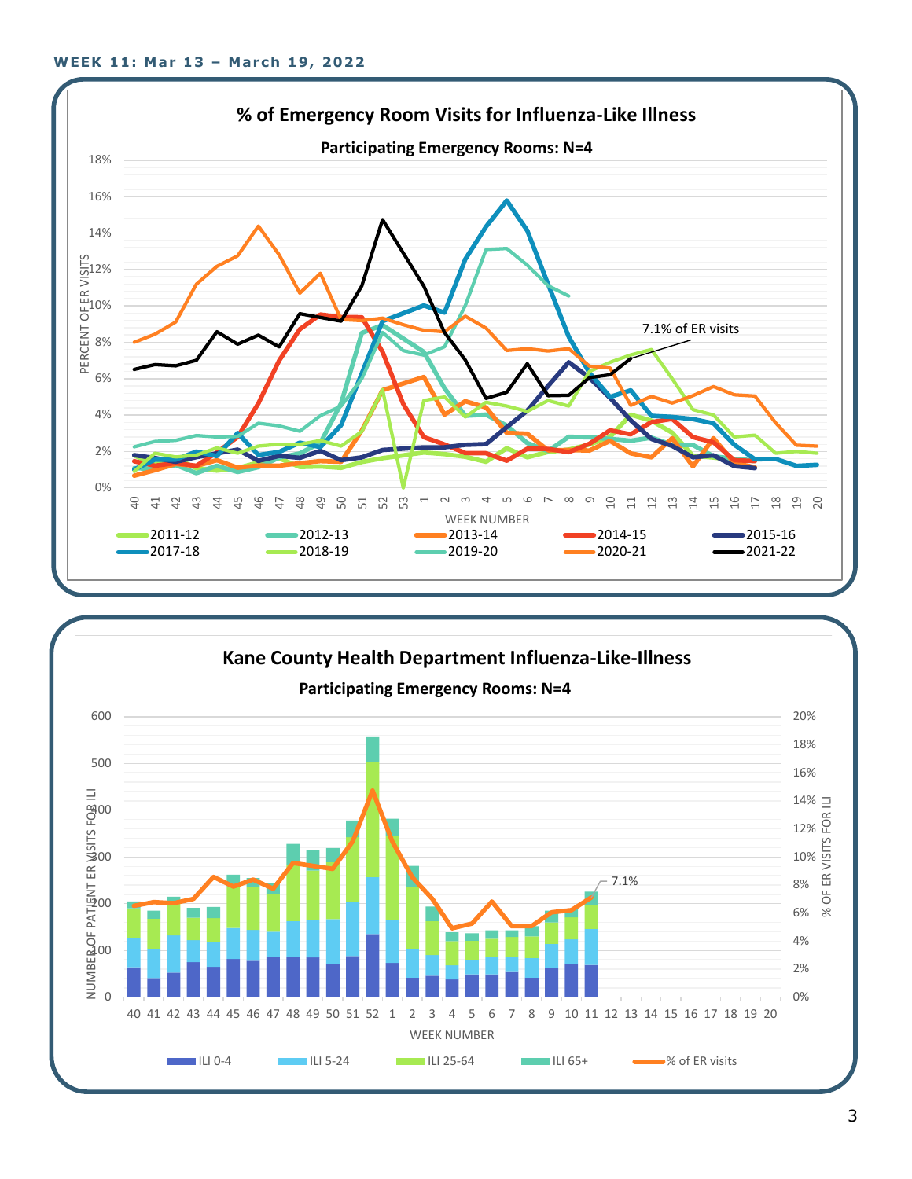**WEEK 11: Mar 13 – March 19, 2022**

## % of Emergency Room Visits for Influenza-Like Illness

**Participating Emergency Rooms: N=4**

PERCENT OF ER VISITS

18%, 16%, 14%, 12%, 10%, 8%, 6%, 4%, 2%, 0%

WEEK NUMBER: 40 41 42 43 44 45 46 47 48 49 50 51 52 53 1 2 3 4 5 6 7 8 9 10 11 12 13 14 15 16 17 18 19 20

7.1% of ER visits

Legend: 2011-12, 2012-13, 2013-14, 2014-15, 2015-16, 2017-18, 2018-19, 2019-20, 2020-21, 2021-22

## Kane County Health Department Influenza-Like-Illness

**Participating Emergency Rooms: N=4**

NUMBER OF PATIENT ER VISITS FOR ILI: 0, 100, 200, 300, 400, 500, 600

% OF ER VISITS FOR ILI: 0%, 2%, 4%, 6%, 8%, 10%, 12%, 14%, 16%, 18%, 20%

WEEK NUMBER: 40 41 42 43 44 45 46 47 48 49 50 51 52 1 2 3 4 5 6 7 8 9 10 11 12 13 14 15 16 17 18 19 20

7.1%

Legend: ILI 0-4, ILI 5-24, ILI 25-64, ILI 65+, % of ER visits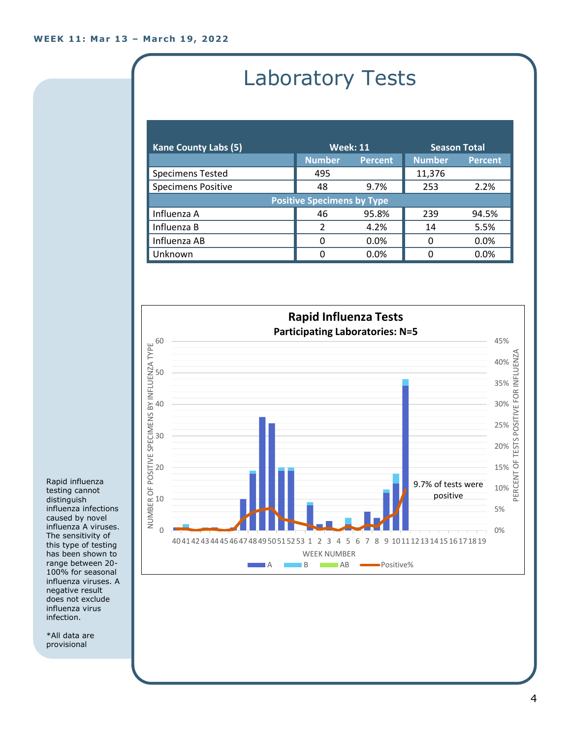WEEK 11: Mar 13 – March 19, 2022

# Laboratory Tests

| Kane County Labs (5) | Week: 11 | | Season Total | |
|---|---|---|---|---|
| | Number | Percent | Number | Percent |
| Specimens Tested | 495 | | 11,376 | |
| Specimens Positive | 48 | 9.7% | 253 | 2.2% |
| **Positive Specimens by Type** | | | | |
| Influenza A | 46 | 95.8% | 239 | 94.5% |
| Influenza B | 2 | 4.2% | 14 | 5.5% |
| Influenza AB | 0 | 0.0% | 0 | 0.0% |
| Unknown | 0 | 0.0% | 0 | 0.0% |

**Rapid Influenza Tests**

**Participating Laboratories: N=5**

9.7% of tests were positive

Rapid influenza testing cannot distinguish influenza infections caused by novel influenza A viruses. The sensitivity of this type of testing has been shown to range between 20-100% for seasonal influenza viruses. A negative result does not exclude influenza virus infection.

*All data are provisional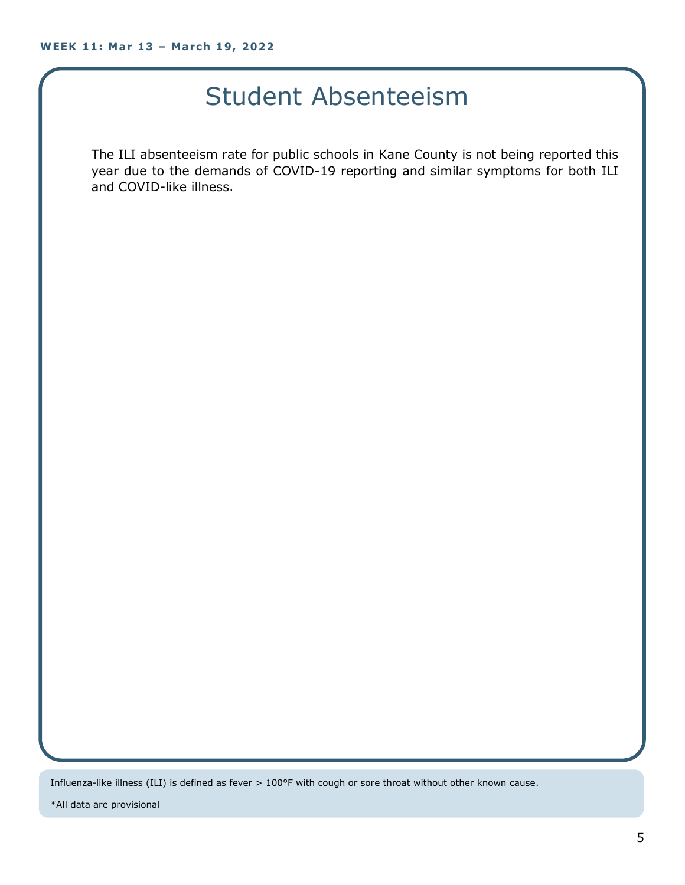# Student Absenteeism

The ILI absenteeism rate for public schools in Kane County is not being reported this year due to the demands of COVID-19 reporting and similar symptoms for both ILI and COVID-like illness.

Influenza-like illness (ILI) is defined as fever > 100°F with cough or sore throat without other known cause.

*All data are provisional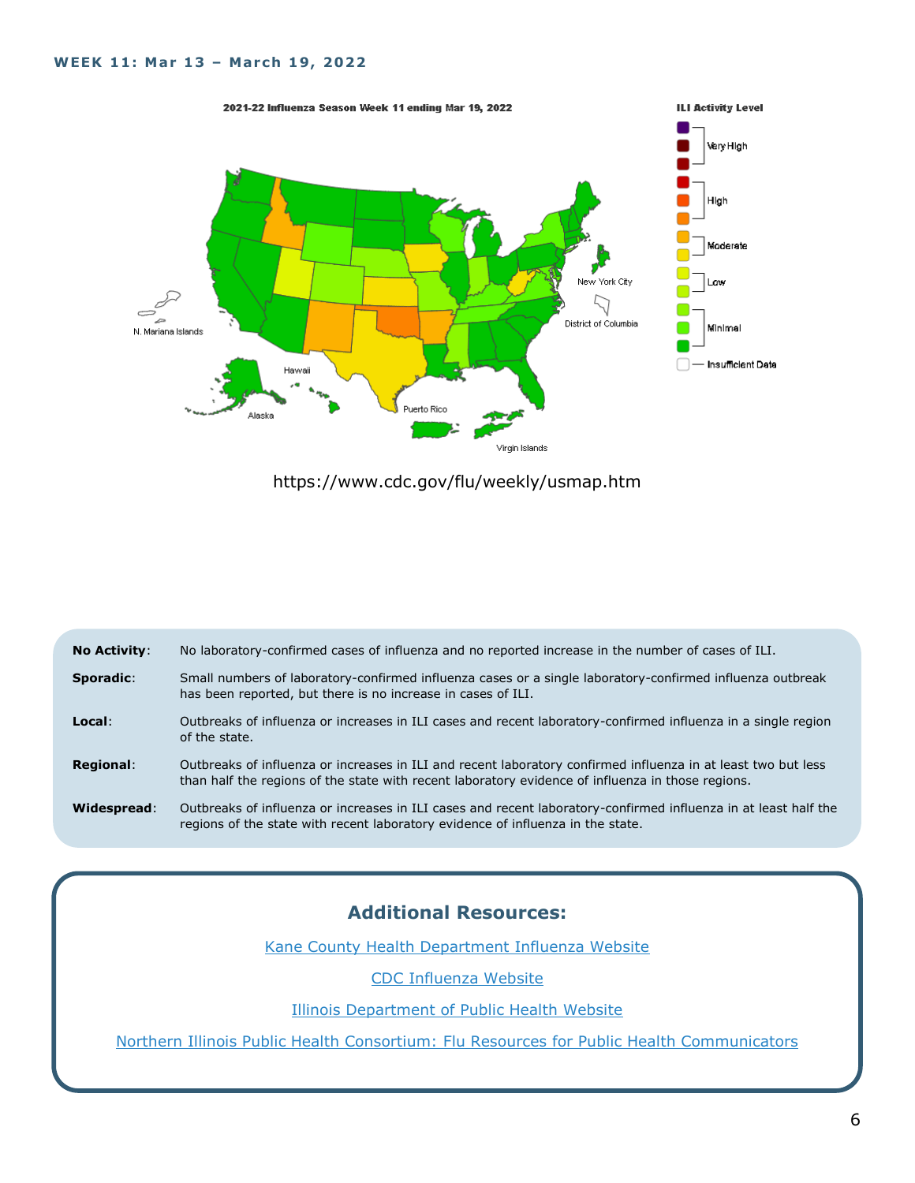**WEEK 11: Mar 13 – March 19, 2022**

2021-22 Influenza Season Week 11 ending Mar 19, 2022

ILI Activity Level

Very High

High

Moderate

Low

Minimal

Insufficient Data

N. Mariana Islands

New York City

District of Columbia

Hawaii

Alaska

Puerto Rico

Virgin Islands

https://www.cdc.gov/flu/weekly/usmap.htm

| | |
|---|---|
| **No Activity**: | No laboratory-confirmed cases of influenza and no reported increase in the number of cases of ILI. |
| **Sporadic**: | Small numbers of laboratory-confirmed influenza cases or a single laboratory-confirmed influenza outbreak has been reported, but there is no increase in cases of ILI. |
| **Local**: | Outbreaks of influenza or increases in ILI cases and recent laboratory-confirmed influenza in a single region of the state. |
| **Regional**: | Outbreaks of influenza or increases in ILI and recent laboratory confirmed influenza in at least two but less than half the regions of the state with recent laboratory evidence of influenza in those regions. |
| **Widespread**: | Outbreaks of influenza or increases in ILI cases and recent laboratory-confirmed influenza in at least half the regions of the state with recent laboratory evidence of influenza in the state. |

## Additional Resources:

Kane County Health Department Influenza Website

CDC Influenza Website

Illinois Department of Public Health Website

Northern Illinois Public Health Consortium: Flu Resources for Public Health Communicators